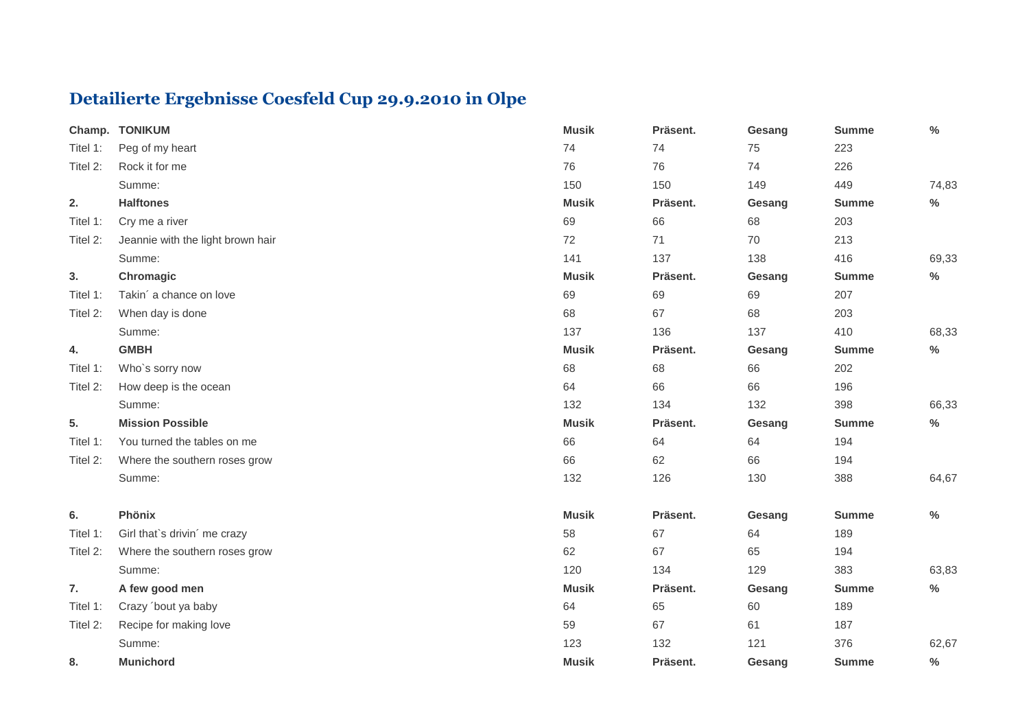# Detailierte Ergebnisse Coesfeld Cup 29.9.2010 in Olpe

| Champ. | TONIKUM | Musik | Präsent. | Gesang | Summe | % |
|---|---|---|---|---|---|---|
| Titel 1: | Peg of my heart | 74 | 74 | 75 | 223 | |
| Titel 2: | Rock it for me | 76 | 76 | 74 | 226 | |
| | Summe: | 150 | 150 | 149 | 449 | 74,83 |
| **2.** | **Halftones** | **Musik** | **Präsent.** | **Gesang** | **Summe** | **%** |
| Titel 1: | Cry me a river | 69 | 66 | 68 | 203 | |
| Titel 2: | Jeannie with the light brown hair | 72 | 71 | 70 | 213 | |
| | Summe: | 141 | 137 | 138 | 416 | 69,33 |
| **3.** | **Chromagic** | **Musik** | **Präsent.** | **Gesang** | **Summe** | **%** |
| Titel 1: | Takin´ a chance on love | 69 | 69 | 69 | 207 | |
| Titel 2: | When day is done | 68 | 67 | 68 | 203 | |
| | Summe: | 137 | 136 | 137 | 410 | 68,33 |
| **4.** | **GMBH** | **Musik** | **Präsent.** | **Gesang** | **Summe** | **%** |
| Titel 1: | Who`s sorry now | 68 | 68 | 66 | 202 | |
| Titel 2: | How deep is the ocean | 64 | 66 | 66 | 196 | |
| | Summe: | 132 | 134 | 132 | 398 | 66,33 |
| **5.** | **Mission Possible** | **Musik** | **Präsent.** | **Gesang** | **Summe** | **%** |
| Titel 1: | You turned the tables on me | 66 | 64 | 64 | 194 | |
| Titel 2: | Where the southern roses grow | 66 | 62 | 66 | 194 | |
| | Summe: | 132 | 126 | 130 | 388 | 64,67 |
| **6.** | **Phönix** | **Musik** | **Präsent.** | **Gesang** | **Summe** | **%** |
| Titel 1: | Girl that`s drivin´ me crazy | 58 | 67 | 64 | 189 | |
| Titel 2: | Where the southern roses grow | 62 | 67 | 65 | 194 | |
| | Summe: | 120 | 134 | 129 | 383 | 63,83 |
| **7.** | **A few good men** | **Musik** | **Präsent.** | **Gesang** | **Summe** | **%** |
| Titel 1: | Crazy ´bout ya baby | 64 | 65 | 60 | 189 | |
| Titel 2: | Recipe for making love | 59 | 67 | 61 | 187 | |
| | Summe: | 123 | 132 | 121 | 376 | 62,67 |
| **8.** | **Munichord** | **Musik** | **Präsent.** | **Gesang** | **Summe** | **%** |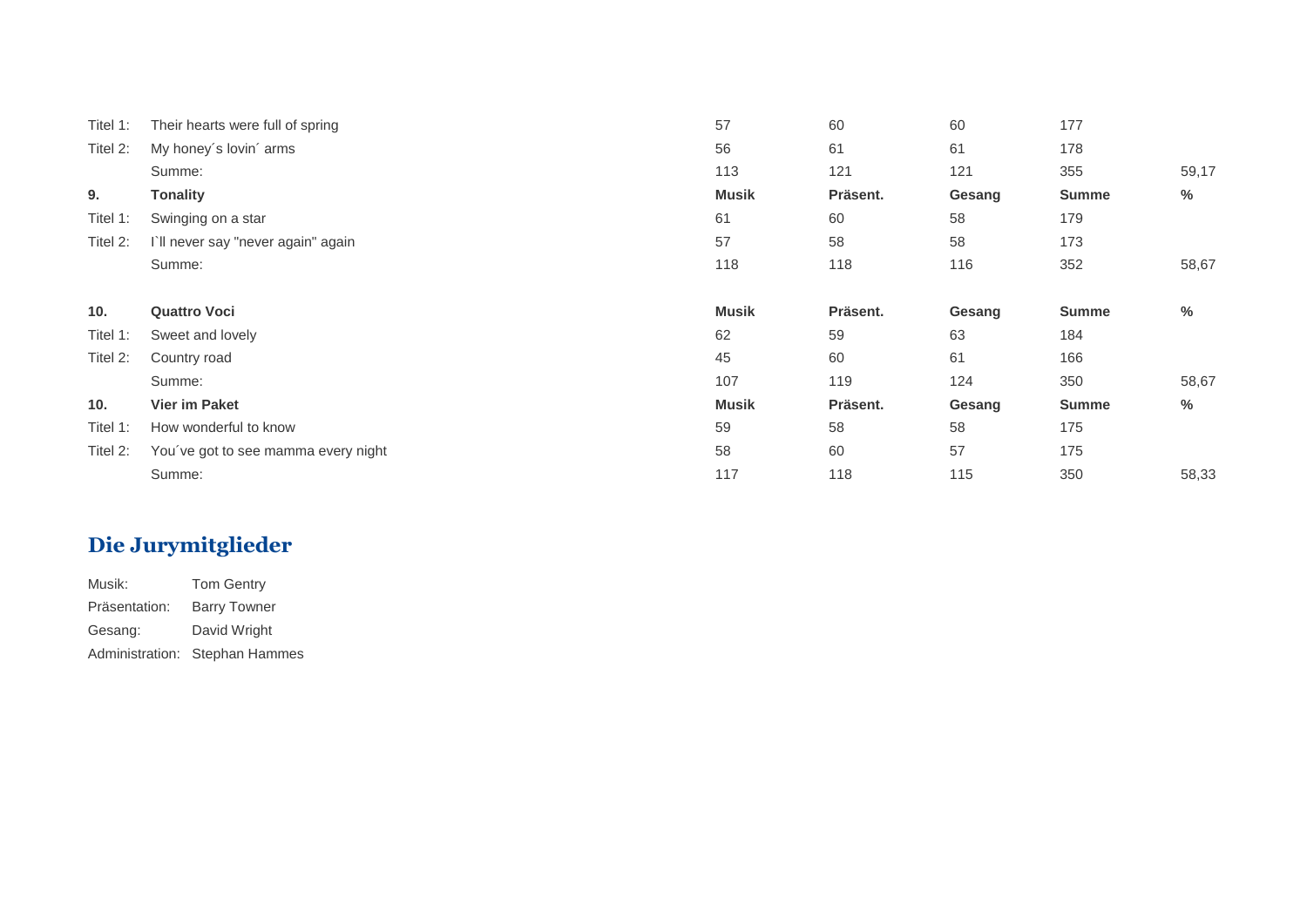| | | Musik | Präsent. | Gesang | Summe | % |
|---|---|---|---|---|---|---|
| Titel 1: | Their hearts were full of spring | 57 | 60 | 60 | 177 | |
| Titel 2: | My honey´s lovin´ arms | 56 | 61 | 61 | 178 | |
| | Summe: | 113 | 121 | 121 | 355 | 59,17 |
| **9.** | **Tonality** | **Musik** | **Präsent.** | **Gesang** | **Summe** | **%** |
| Titel 1: | Swinging on a star | 61 | 60 | 58 | 179 | |
| Titel 2: | I`ll never say "never again" again | 57 | 58 | 58 | 173 | |
| | Summe: | 118 | 118 | 116 | 352 | 58,67 |
| **10.** | **Quattro Voci** | **Musik** | **Präsent.** | **Gesang** | **Summe** | **%** |
| Titel 1: | Sweet and lovely | 62 | 59 | 63 | 184 | |
| Titel 2: | Country road | 45 | 60 | 61 | 166 | |
| | Summe: | 107 | 119 | 124 | 350 | 58,67 |
| **10.** | **Vier im Paket** | **Musik** | **Präsent.** | **Gesang** | **Summe** | **%** |
| Titel 1: | How wonderful to know | 59 | 58 | 58 | 175 | |
| Titel 2: | You´ve got to see mamma every night | 58 | 60 | 57 | 175 | |
| | Summe: | 117 | 118 | 115 | 350 | 58,33 |

## Die Jurymitglieder

| | |
|---|---|
| Musik: | Tom Gentry |
| Präsentation: | Barry Towner |
| Gesang: | David Wright |
| Administration: | Stephan Hammes |